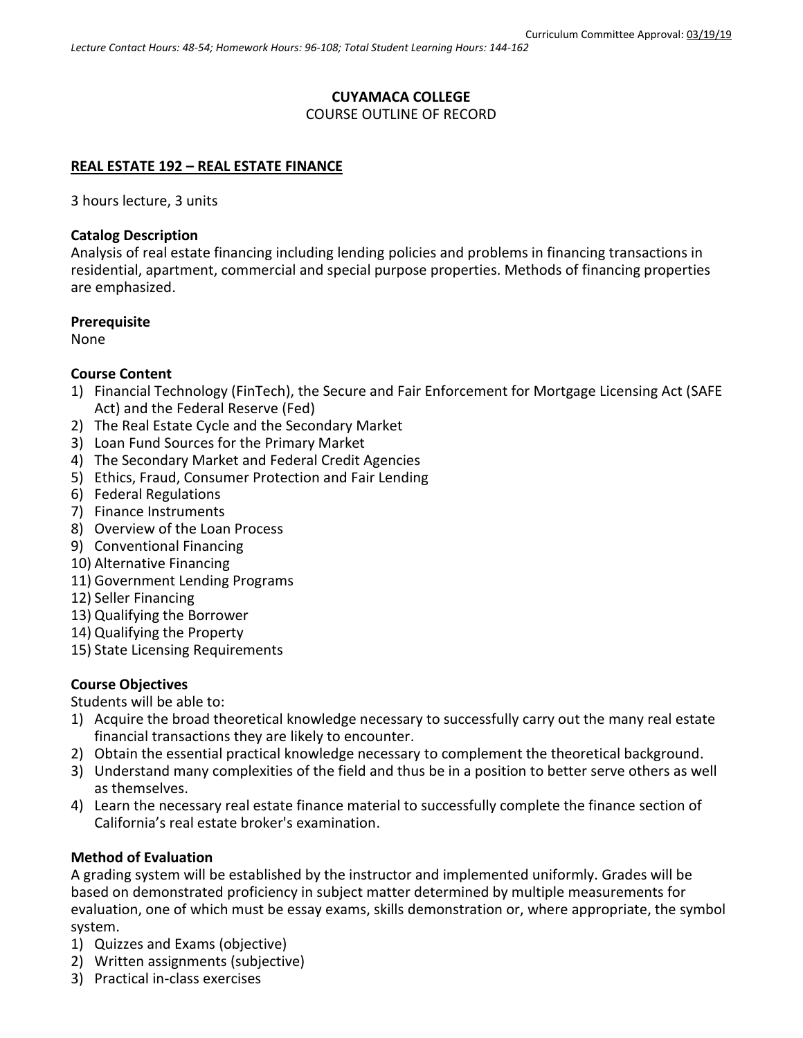Curriculum Committee Approval: 03/19/19

*Lecture Contact Hours: 48-54; Homework Hours: 96-108; Total Student Learning Hours: 144-162*

**CUYAMACA COLLEGE**
COURSE OUTLINE OF RECORD

**REAL ESTATE 192 – REAL ESTATE FINANCE**

3 hours lecture, 3 units

**Catalog Description**
Analysis of real estate financing including lending policies and problems in financing transactions in residential, apartment, commercial and special purpose properties. Methods of financing properties are emphasized.

**Prerequisite**
None

**Course Content**
1) Financial Technology (FinTech), the Secure and Fair Enforcement for Mortgage Licensing Act (SAFE Act) and the Federal Reserve (Fed)
2) The Real Estate Cycle and the Secondary Market
3) Loan Fund Sources for the Primary Market
4) The Secondary Market and Federal Credit Agencies
5) Ethics, Fraud, Consumer Protection and Fair Lending
6) Federal Regulations
7) Finance Instruments
8) Overview of the Loan Process
9) Conventional Financing
10) Alternative Financing
11) Government Lending Programs
12) Seller Financing
13) Qualifying the Borrower
14) Qualifying the Property
15) State Licensing Requirements

**Course Objectives**
Students will be able to:
1) Acquire the broad theoretical knowledge necessary to successfully carry out the many real estate financial transactions they are likely to encounter.
2) Obtain the essential practical knowledge necessary to complement the theoretical background.
3) Understand many complexities of the field and thus be in a position to better serve others as well as themselves.
4) Learn the necessary real estate finance material to successfully complete the finance section of California's real estate broker's examination.

**Method of Evaluation**
A grading system will be established by the instructor and implemented uniformly. Grades will be based on demonstrated proficiency in subject matter determined by multiple measurements for evaluation, one of which must be essay exams, skills demonstration or, where appropriate, the symbol system.
1) Quizzes and Exams (objective)
2) Written assignments (subjective)
3) Practical in-class exercises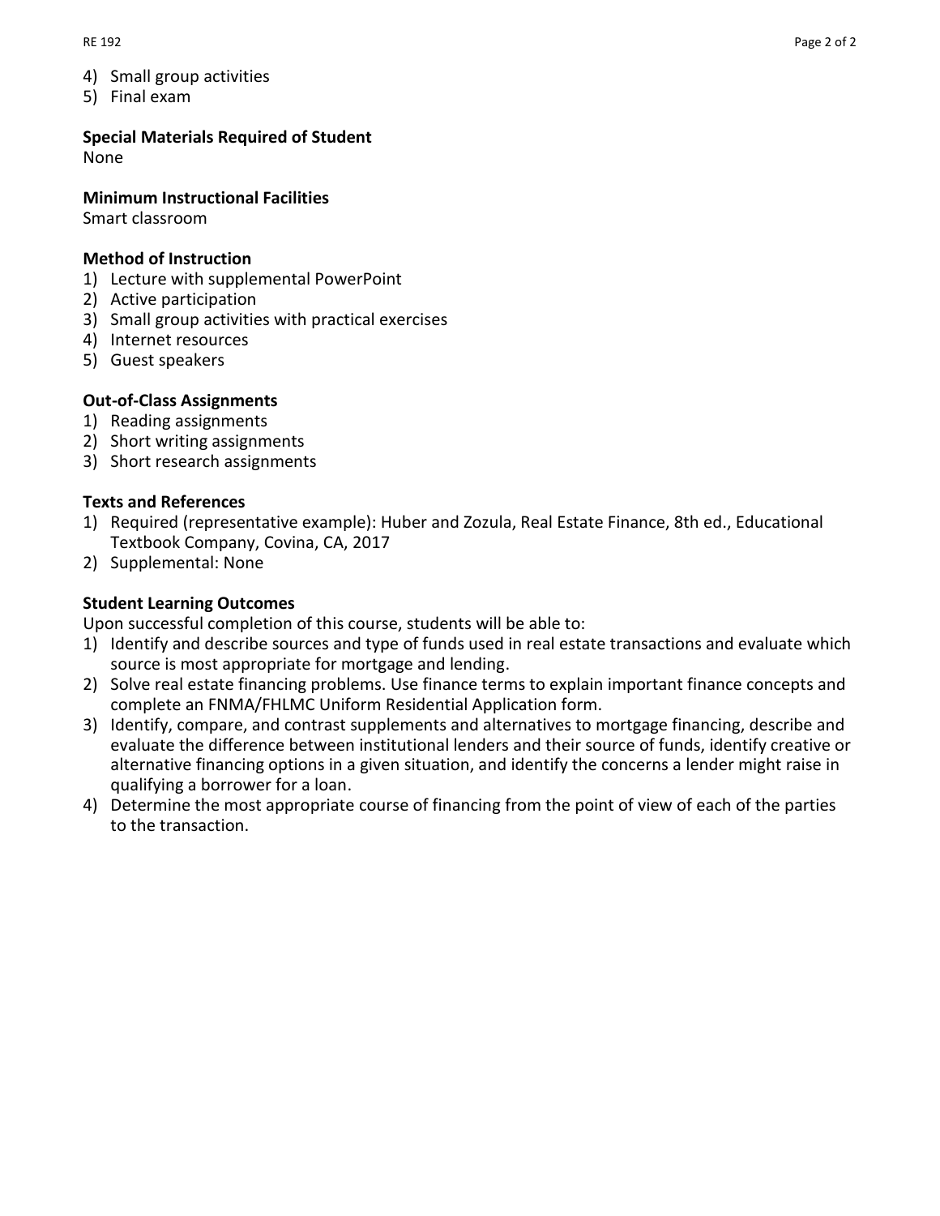4) Small group activities
5) Final exam

**Special Materials Required of Student**

None

**Minimum Instructional Facilities**

Smart classroom

**Method of Instruction**

1) Lecture with supplemental PowerPoint
2) Active participation
3) Small group activities with practical exercises
4) Internet resources
5) Guest speakers

**Out-of-Class Assignments**

1) Reading assignments
2) Short writing assignments
3) Short research assignments

**Texts and References**

1) Required (representative example): Huber and Zozula, Real Estate Finance, 8th ed., Educational Textbook Company, Covina, CA, 2017
2) Supplemental: None

**Student Learning Outcomes**

Upon successful completion of this course, students will be able to:

1) Identify and describe sources and type of funds used in real estate transactions and evaluate which source is most appropriate for mortgage and lending.
2) Solve real estate financing problems. Use finance terms to explain important finance concepts and complete an FNMA/FHLMC Uniform Residential Application form.
3) Identify, compare, and contrast supplements and alternatives to mortgage financing, describe and evaluate the difference between institutional lenders and their source of funds, identify creative or alternative financing options in a given situation, and identify the concerns a lender might raise in qualifying a borrower for a loan.
4) Determine the most appropriate course of financing from the point of view of each of the parties to the transaction.